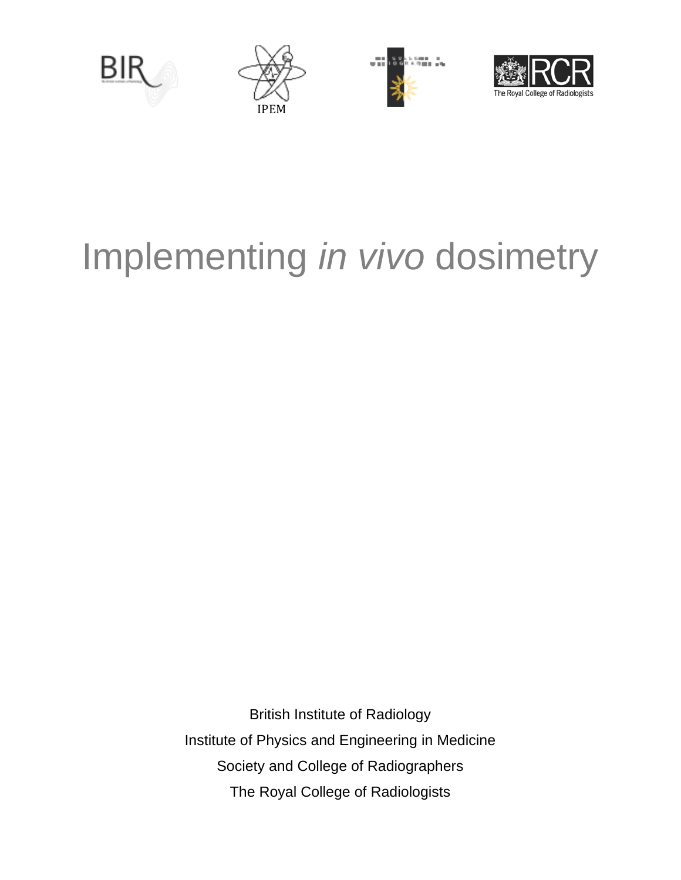# Implementing *in vivo* dosimetry

British Institute of Radiology

Institute of Physics and Engineering in Medicine

Society and College of Radiographers

The Royal College of Radiologists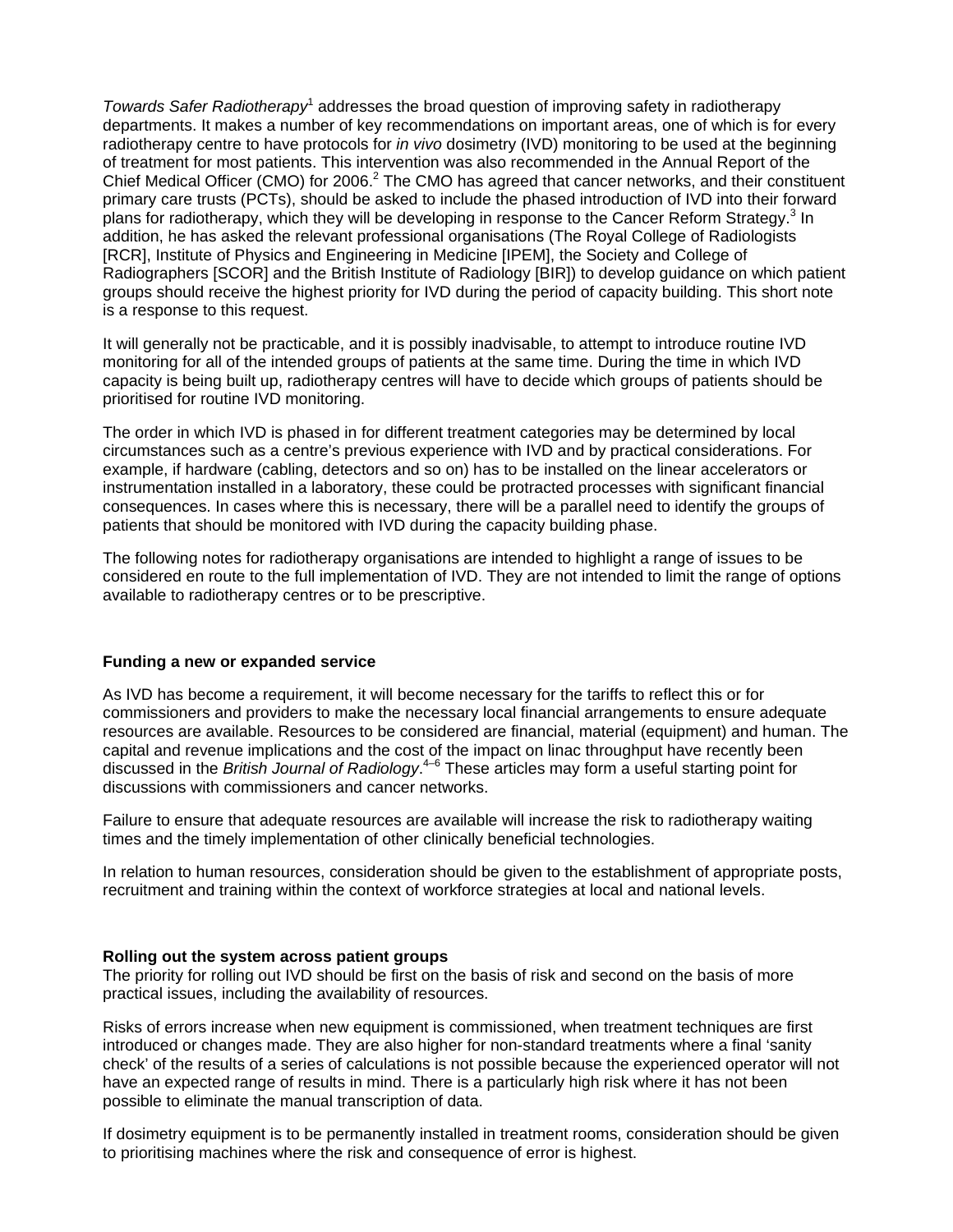*Towards Safer Radiotherapy*[1] addresses the broad question of improving safety in radiotherapy departments. It makes a number of key recommendations on important areas, one of which is for every radiotherapy centre to have protocols for *in vivo* dosimetry (IVD) monitoring to be used at the beginning of treatment for most patients. This intervention was also recommended in the Annual Report of the Chief Medical Officer (CMO) for 2006.[2] The CMO has agreed that cancer networks, and their constituent primary care trusts (PCTs), should be asked to include the phased introduction of IVD into their forward plans for radiotherapy, which they will be developing in response to the Cancer Reform Strategy.[3] In addition, he has asked the relevant professional organisations (The Royal College of Radiologists [RCR], Institute of Physics and Engineering in Medicine [IPEM], the Society and College of Radiographers [SCOR] and the British Institute of Radiology [BIR]) to develop guidance on which patient groups should receive the highest priority for IVD during the period of capacity building. This short note is a response to this request.

It will generally not be practicable, and it is possibly inadvisable, to attempt to introduce routine IVD monitoring for all of the intended groups of patients at the same time. During the time in which IVD capacity is being built up, radiotherapy centres will have to decide which groups of patients should be prioritised for routine IVD monitoring.

The order in which IVD is phased in for different treatment categories may be determined by local circumstances such as a centre's previous experience with IVD and by practical considerations. For example, if hardware (cabling, detectors and so on) has to be installed on the linear accelerators or instrumentation installed in a laboratory, these could be protracted processes with significant financial consequences. In cases where this is necessary, there will be a parallel need to identify the groups of patients that should be monitored with IVD during the capacity building phase.

The following notes for radiotherapy organisations are intended to highlight a range of issues to be considered en route to the full implementation of IVD. They are not intended to limit the range of options available to radiotherapy centres or to be prescriptive.

**Funding a new or expanded service**

As IVD has become a requirement, it will become necessary for the tariffs to reflect this or for commissioners and providers to make the necessary local financial arrangements to ensure adequate resources are available. Resources to be considered are financial, material (equipment) and human. The capital and revenue implications and the cost of the impact on linac throughput have recently been discussed in the *British Journal of Radiology*.[4–6] These articles may form a useful starting point for discussions with commissioners and cancer networks.

Failure to ensure that adequate resources are available will increase the risk to radiotherapy waiting times and the timely implementation of other clinically beneficial technologies.

In relation to human resources, consideration should be given to the establishment of appropriate posts, recruitment and training within the context of workforce strategies at local and national levels.

**Rolling out the system across patient groups**

The priority for rolling out IVD should be first on the basis of risk and second on the basis of more practical issues, including the availability of resources.

Risks of errors increase when new equipment is commissioned, when treatment techniques are first introduced or changes made. They are also higher for non-standard treatments where a final 'sanity check' of the results of a series of calculations is not possible because the experienced operator will not have an expected range of results in mind. There is a particularly high risk where it has not been possible to eliminate the manual transcription of data.

If dosimetry equipment is to be permanently installed in treatment rooms, consideration should be given to prioritising machines where the risk and consequence of error is highest.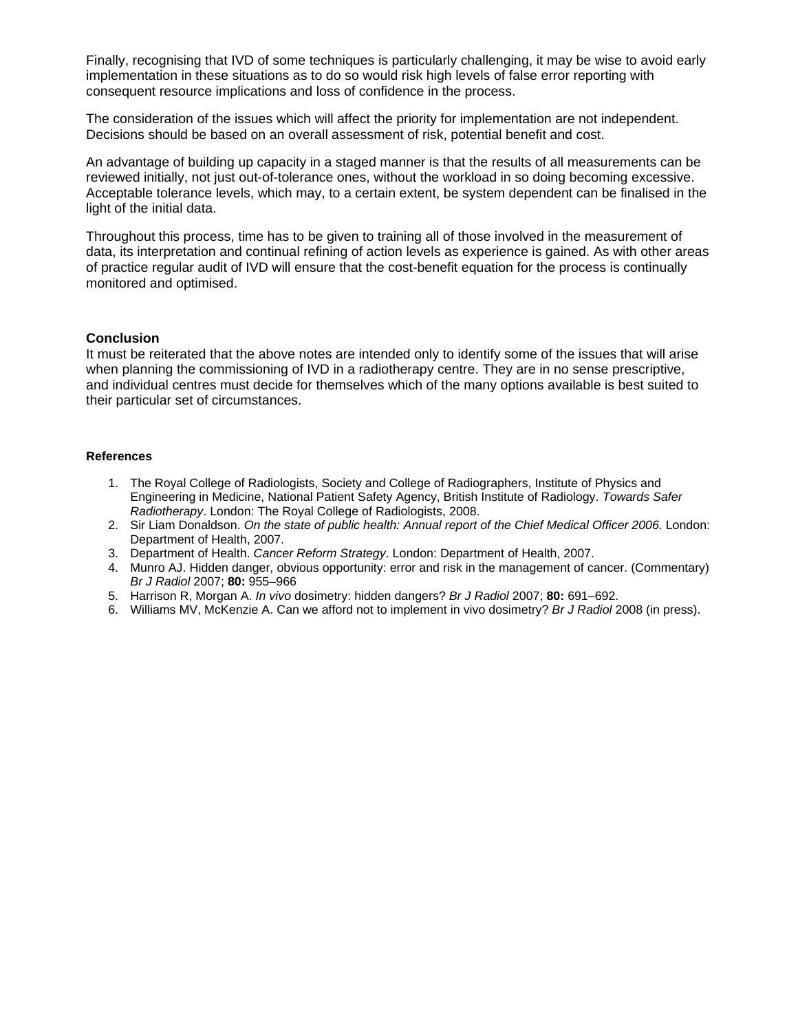Finally, recognising that IVD of some techniques is particularly challenging, it may be wise to avoid early implementation in these situations as to do so would risk high levels of false error reporting with consequent resource implications and loss of confidence in the process.

The consideration of the issues which will affect the priority for implementation are not independent. Decisions should be based on an overall assessment of risk, potential benefit and cost.

An advantage of building up capacity in a staged manner is that the results of all measurements can be reviewed initially, not just out-of-tolerance ones, without the workload in so doing becoming excessive. Acceptable tolerance levels, which may, to a certain extent, be system dependent can be finalised in the light of the initial data.

Throughout this process, time has to be given to training all of those involved in the measurement of data, its interpretation and continual refining of action levels as experience is gained. As with other areas of practice regular audit of IVD will ensure that the cost-benefit equation for the process is continually monitored and optimised.

## Conclusion

It must be reiterated that the above notes are intended only to identify some of the issues that will arise when planning the commissioning of IVD in a radiotherapy centre. They are in no sense prescriptive, and individual centres must decide for themselves which of the many options available is best suited to their particular set of circumstances.

### References

1. The Royal College of Radiologists, Society and College of Radiographers, Institute of Physics and Engineering in Medicine, National Patient Safety Agency, British Institute of Radiology. *Towards Safer Radiotherapy*. London: The Royal College of Radiologists, 2008.
2. Sir Liam Donaldson. *On the state of public health: Annual report of the Chief Medical Officer 2006*. London: Department of Health, 2007.
3. Department of Health. *Cancer Reform Strategy*. London: Department of Health, 2007.
4. Munro AJ. Hidden danger, obvious opportunity: error and risk in the management of cancer. (Commentary) *Br J Radiol* 2007; **80:** 955–966
5. Harrison R, Morgan A. *In vivo* dosimetry: hidden dangers? *Br J Radiol* 2007; **80:** 691–692.
6. Williams MV, McKenzie A. Can we afford not to implement in vivo dosimetry? *Br J Radiol* 2008 (in press).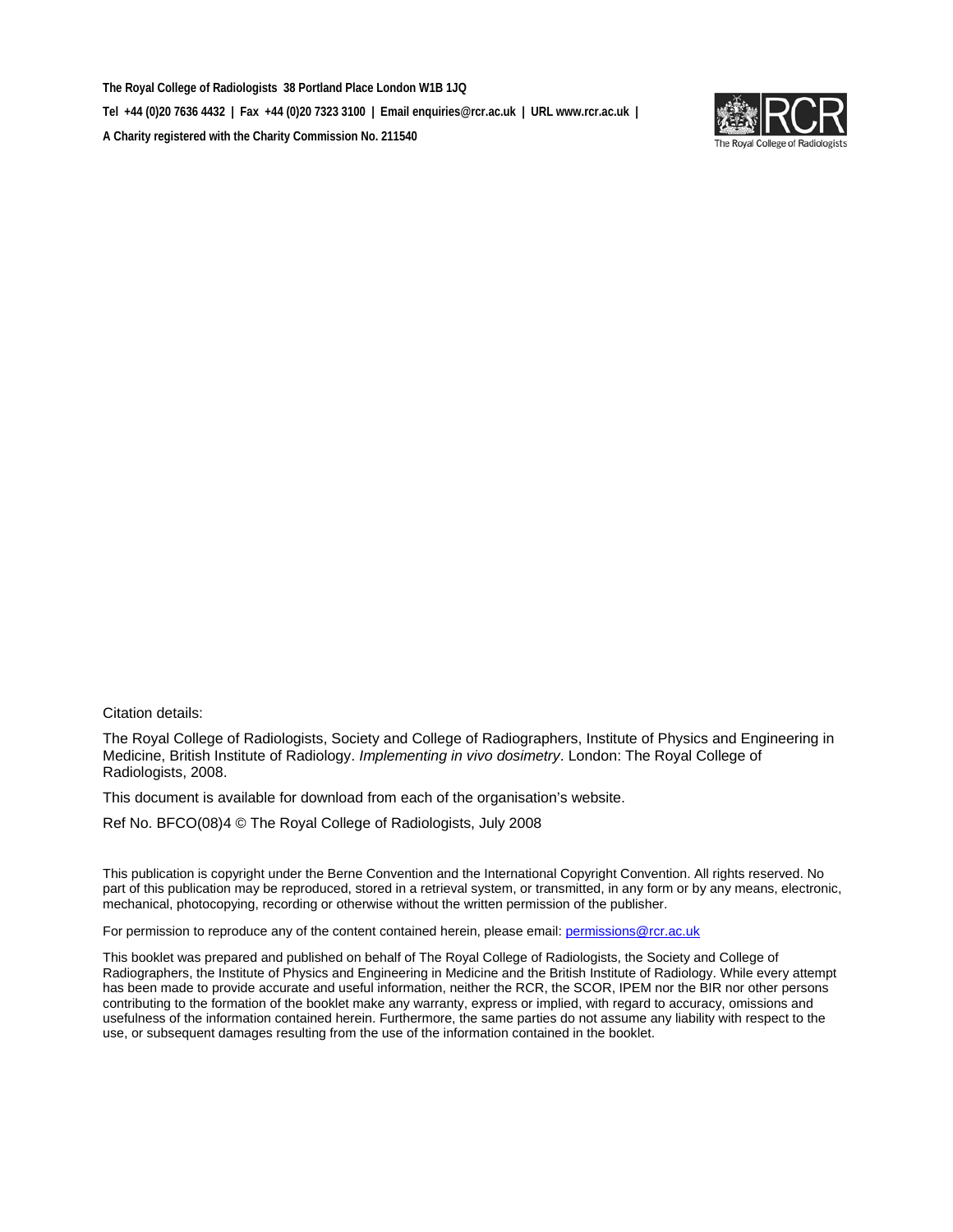**The Royal College of Radiologists  38 Portland Place London W1B 1JQ**

**Tel  +44 (0)20 7636 4432  |  Fax  +44 (0)20 7323 3100  |  Email enquiries@rcr.ac.uk  |  URL www.rcr.ac.uk  |**

**A Charity registered with the Charity Commission No. 211540**

The Royal College of Radiologists

Citation details:

The Royal College of Radiologists, Society and College of Radiographers, Institute of Physics and Engineering in Medicine, British Institute of Radiology. *Implementing in vivo dosimetry*. London: The Royal College of Radiologists, 2008.

This document is available for download from each of the organisation's website.

Ref No. BFCO(08)4 © The Royal College of Radiologists, July 2008

This publication is copyright under the Berne Convention and the International Copyright Convention. All rights reserved. No part of this publication may be reproduced, stored in a retrieval system, or transmitted, in any form or by any means, electronic, mechanical, photocopying, recording or otherwise without the written permission of the publisher.

For permission to reproduce any of the content contained herein, please email: permissions@rcr.ac.uk

This booklet was prepared and published on behalf of The Royal College of Radiologists, the Society and College of Radiographers, the Institute of Physics and Engineering in Medicine and the British Institute of Radiology. While every attempt has been made to provide accurate and useful information, neither the RCR, the SCOR, IPEM nor the BIR nor other persons contributing to the formation of the booklet make any warranty, express or implied, with regard to accuracy, omissions and usefulness of the information contained herein. Furthermore, the same parties do not assume any liability with respect to the use, or subsequent damages resulting from the use of the information contained in the booklet.